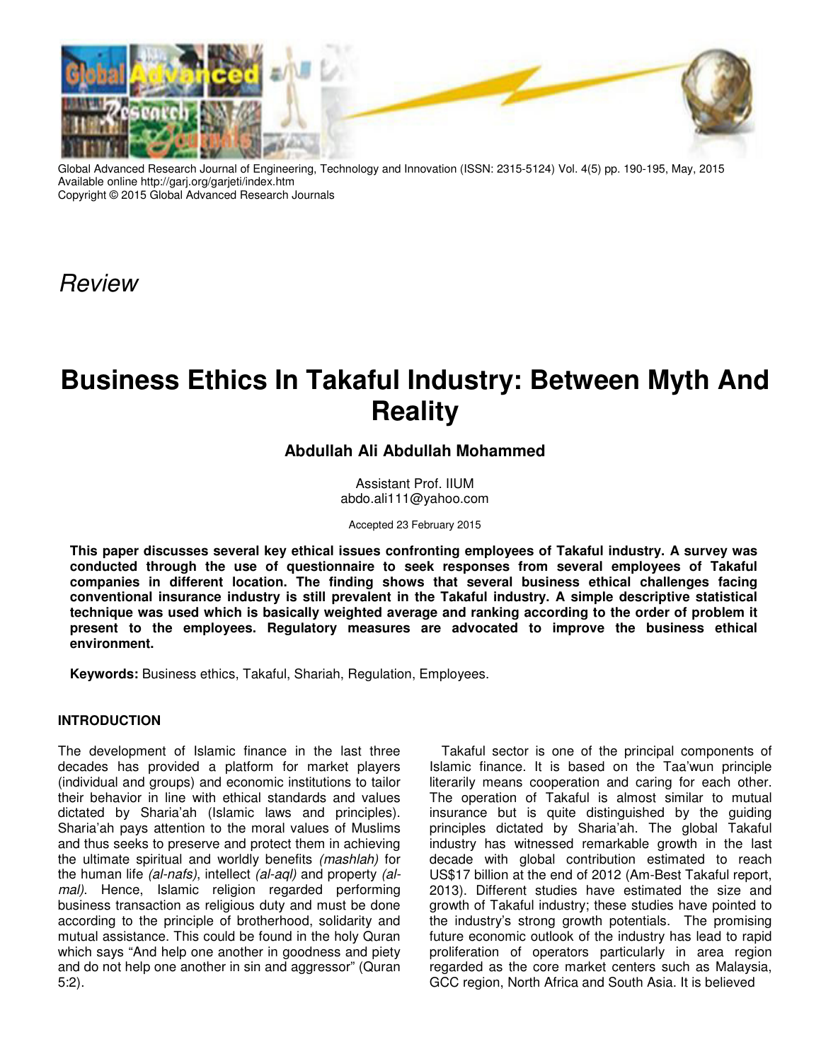Global Advanced Research Journal of Engineering, Technology and Innovation (ISSN: 2315-5124) Vol. 4(5) pp. 190-195, May, 2015
Available online http://garj.org/garjeti/index.htm
Copyright © 2015 Global Advanced Research Journals

*Review*

# Business Ethics In Takaful Industry: Between Myth And Reality

**Abdullah Ali Abdullah Mohammed**

Assistant Prof. IIUM
abdo.ali111@yahoo.com

Accepted 23 February 2015

**This paper discusses several key ethical issues confronting employees of Takaful industry. A survey was conducted through the use of questionnaire to seek responses from several employees of Takaful companies in different location. The finding shows that several business ethical challenges facing conventional insurance industry is still prevalent in the Takaful industry. A simple descriptive statistical technique was used which is basically weighted average and ranking according to the order of problem it present to the employees. Regulatory measures are advocated to improve the business ethical environment.**

**Keywords:** Business ethics, Takaful, Shariah, Regulation, Employees.

## INTRODUCTION

The development of Islamic finance in the last three decades has provided a platform for market players (individual and groups) and economic institutions to tailor their behavior in line with ethical standards and values dictated by Sharia'ah (Islamic laws and principles). Sharia'ah pays attention to the moral values of Muslims and thus seeks to preserve and protect them in achieving the ultimate spiritual and worldly benefits *(mashlah)* for the human life *(al-nafs)*, intellect *(al-aql)* and property *(al-mal)*. Hence, Islamic religion regarded performing business transaction as religious duty and must be done according to the principle of brotherhood, solidarity and mutual assistance. This could be found in the holy Quran which says "And help one another in goodness and piety and do not help one another in sin and aggressor" (Quran 5:2).

Takaful sector is one of the principal components of Islamic finance. It is based on the Taa'wun principle literarily means cooperation and caring for each other. The operation of Takaful is almost similar to mutual insurance but is quite distinguished by the guiding principles dictated by Sharia'ah. The global Takaful industry has witnessed remarkable growth in the last decade with global contribution estimated to reach US$17 billion at the end of 2012 (Am-Best Takaful report, 2013). Different studies have estimated the size and growth of Takaful industry; these studies have pointed to the industry's strong growth potentials. The promising future economic outlook of the industry has lead to rapid proliferation of operators particularly in area region regarded as the core market centers such as Malaysia, GCC region, North Africa and South Asia. It is believed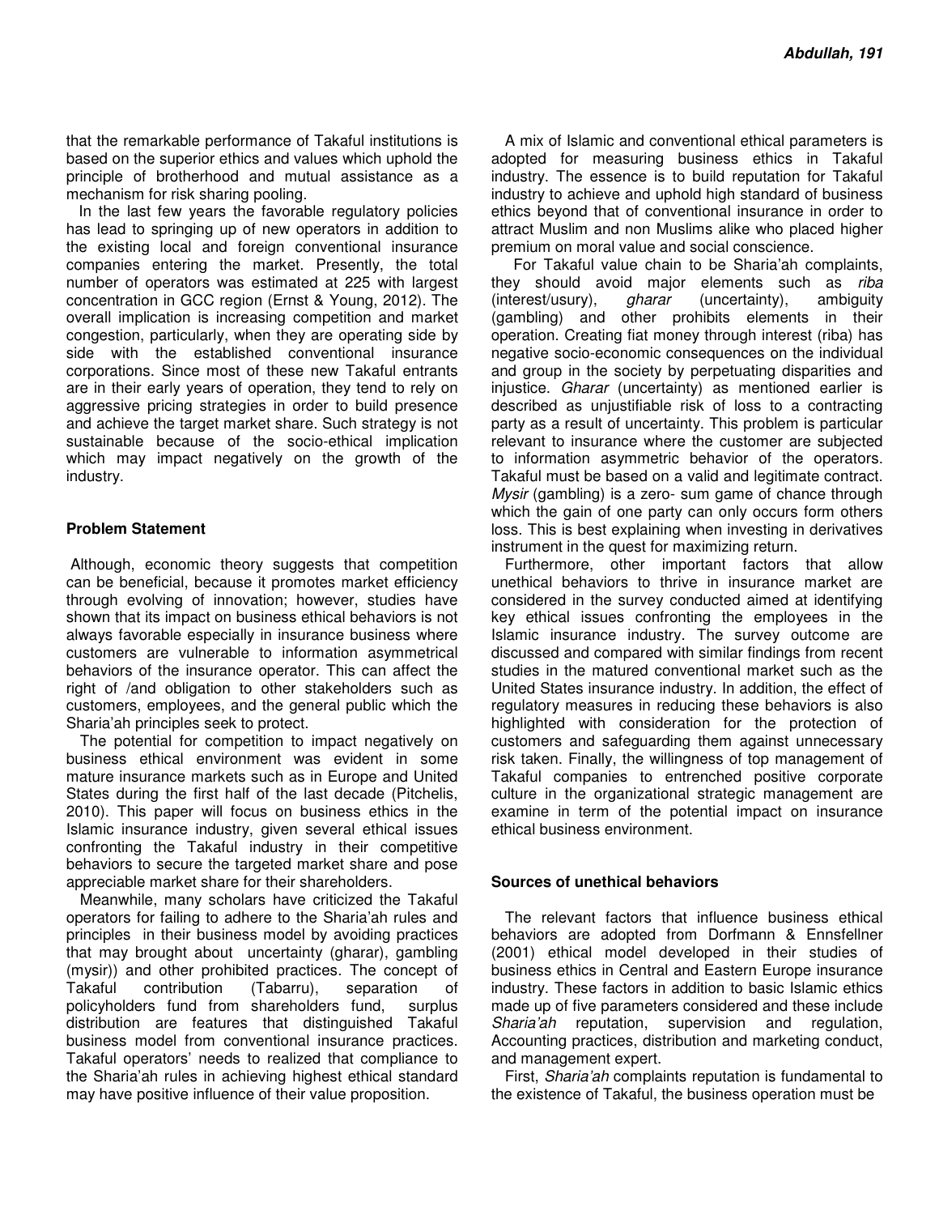that the remarkable performance of Takaful institutions is based on the superior ethics and values which uphold the principle of brotherhood and mutual assistance as a mechanism for risk sharing pooling.

In the last few years the favorable regulatory policies has lead to springing up of new operators in addition to the existing local and foreign conventional insurance companies entering the market. Presently, the total number of operators was estimated at 225 with largest concentration in GCC region (Ernst & Young, 2012). The overall implication is increasing competition and market congestion, particularly, when they are operating side by side with the established conventional insurance corporations. Since most of these new Takaful entrants are in their early years of operation, they tend to rely on aggressive pricing strategies in order to build presence and achieve the target market share. Such strategy is not sustainable because of the socio-ethical implication which may impact negatively on the growth of the industry.

## Problem Statement

Although, economic theory suggests that competition can be beneficial, because it promotes market efficiency through evolving of innovation; however, studies have shown that its impact on business ethical behaviors is not always favorable especially in insurance business where customers are vulnerable to information asymmetrical behaviors of the insurance operator. This can affect the right of /and obligation to other stakeholders such as customers, employees, and the general public which the Sharia'ah principles seek to protect.

The potential for competition to impact negatively on business ethical environment was evident in some mature insurance markets such as in Europe and United States during the first half of the last decade (Pitchelis, 2010). This paper will focus on business ethics in the Islamic insurance industry, given several ethical issues confronting the Takaful industry in their competitive behaviors to secure the targeted market share and pose appreciable market share for their shareholders.

Meanwhile, many scholars have criticized the Takaful operators for failing to adhere to the Sharia'ah rules and principles in their business model by avoiding practices that may brought about uncertainty (gharar), gambling (mysir)) and other prohibited practices. The concept of Takaful contribution (Tabarru), separation of policyholders fund from shareholders fund, surplus distribution are features that distinguished Takaful business model from conventional insurance practices. Takaful operators' needs to realized that compliance to the Sharia'ah rules in achieving highest ethical standard may have positive influence of their value proposition.

A mix of Islamic and conventional ethical parameters is adopted for measuring business ethics in Takaful industry. The essence is to build reputation for Takaful industry to achieve and uphold high standard of business ethics beyond that of conventional insurance in order to attract Muslim and non Muslims alike who placed higher premium on moral value and social conscience.

For Takaful value chain to be Sharia'ah complaints, they should avoid major elements such as *riba* (interest/usury), *gharar* (uncertainty), ambiguity (gambling) and other prohibits elements in their operation. Creating fiat money through interest (riba) has negative socio-economic consequences on the individual and group in the society by perpetuating disparities and injustice. *Gharar* (uncertainty) as mentioned earlier is described as unjustifiable risk of loss to a contracting party as a result of uncertainty. This problem is particular relevant to insurance where the customer are subjected to information asymmetric behavior of the operators. Takaful must be based on a valid and legitimate contract. *Mysir* (gambling) is a zero- sum game of chance through which the gain of one party can only occurs form others loss. This is best explaining when investing in derivatives instrument in the quest for maximizing return.

Furthermore, other important factors that allow unethical behaviors to thrive in insurance market are considered in the survey conducted aimed at identifying key ethical issues confronting the employees in the Islamic insurance industry. The survey outcome are discussed and compared with similar findings from recent studies in the matured conventional market such as the United States insurance industry. In addition, the effect of regulatory measures in reducing these behaviors is also highlighted with consideration for the protection of customers and safeguarding them against unnecessary risk taken. Finally, the willingness of top management of Takaful companies to entrenched positive corporate culture in the organizational strategic management are examine in term of the potential impact on insurance ethical business environment.

## Sources of unethical behaviors

The relevant factors that influence business ethical behaviors are adopted from Dorfmann & Ennsfellner (2001) ethical model developed in their studies of business ethics in Central and Eastern Europe insurance industry. These factors in addition to basic Islamic ethics made up of five parameters considered and these include *Sharia'ah* reputation, supervision and regulation, Accounting practices, distribution and marketing conduct, and management expert.

First, *Sharia'ah* complaints reputation is fundamental to the existence of Takaful, the business operation must be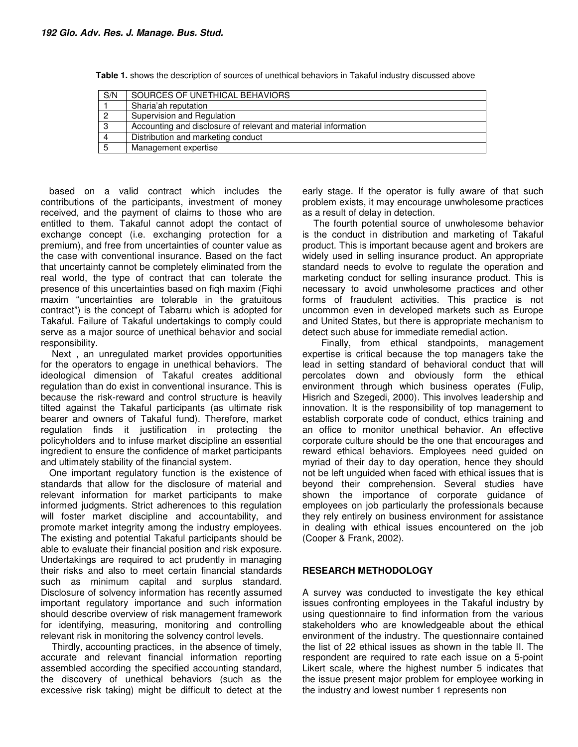**Table 1.** shows the description of sources of unethical behaviors in Takaful industry discussed above

| S/N | SOURCES OF UNETHICAL BEHAVIORS |
|---|---|
| 1 | Sharia'ah reputation |
| 2 | Supervision and Regulation |
| 3 | Accounting and disclosure of relevant and material information |
| 4 | Distribution and marketing conduct |
| 5 | Management expertise |

based on a valid contract which includes the contributions of the participants, investment of money received, and the payment of claims to those who are entitled to them. Takaful cannot adopt the contact of exchange concept (i.e. exchanging protection for a premium), and free from uncertainties of counter value as the case with conventional insurance. Based on the fact that uncertainty cannot be completely eliminated from the real world, the type of contract that can tolerate the presence of this uncertainties based on fiqh maxim (Fiqhi maxim "uncertainties are tolerable in the gratuitous contract") is the concept of Tabarru which is adopted for Takaful. Failure of Takaful undertakings to comply could serve as a major source of unethical behavior and social responsibility.

Next , an unregulated market provides opportunities for the operators to engage in unethical behaviors. The ideological dimension of Takaful creates additional regulation than do exist in conventional insurance. This is because the risk-reward and control structure is heavily tilted against the Takaful participants (as ultimate risk bearer and owners of Takaful fund). Therefore, market regulation finds it justification in protecting the policyholders and to infuse market discipline an essential ingredient to ensure the confidence of market participants and ultimately stability of the financial system.

One important regulatory function is the existence of standards that allow for the disclosure of material and relevant information for market participants to make informed judgments. Strict adherences to this regulation will foster market discipline and accountability, and promote market integrity among the industry employees. The existing and potential Takaful participants should be able to evaluate their financial position and risk exposure. Undertakings are required to act prudently in managing their risks and also to meet certain financial standards such as minimum capital and surplus standard. Disclosure of solvency information has recently assumed important regulatory importance and such information should describe overview of risk management framework for identifying, measuring, monitoring and controlling relevant risk in monitoring the solvency control levels.

Thirdly, accounting practices, in the absence of timely, accurate and relevant financial information reporting assembled according the specified accounting standard, the discovery of unethical behaviors (such as the excessive risk taking) might be difficult to detect at the early stage. If the operator is fully aware of that such problem exists, it may encourage unwholesome practices as a result of delay in detection.

The fourth potential source of unwholesome behavior is the conduct in distribution and marketing of Takaful product. This is important because agent and brokers are widely used in selling insurance product. An appropriate standard needs to evolve to regulate the operation and marketing conduct for selling insurance product. This is necessary to avoid unwholesome practices and other forms of fraudulent activities. This practice is not uncommon even in developed markets such as Europe and United States, but there is appropriate mechanism to detect such abuse for immediate remedial action.

Finally, from ethical standpoints, management expertise is critical because the top managers take the lead in setting standard of behavioral conduct that will percolates down and obviously form the ethical environment through which business operates (Fulip, Hisrich and Szegedi, 2000). This involves leadership and innovation. It is the responsibility of top management to establish corporate code of conduct, ethics training and an office to monitor unethical behavior. An effective corporate culture should be the one that encourages and reward ethical behaviors. Employees need guided on myriad of their day to day operation, hence they should not be left unguided when faced with ethical issues that is beyond their comprehension. Several studies have shown the importance of corporate guidance of employees on job particularly the professionals because they rely entirely on business environment for assistance in dealing with ethical issues encountered on the job (Cooper & Frank, 2002).

## RESEARCH METHODOLOGY

A survey was conducted to investigate the key ethical issues confronting employees in the Takaful industry by using questionnaire to find information from the various stakeholders who are knowledgeable about the ethical environment of the industry. The questionnaire contained the list of 22 ethical issues as shown in the table II. The respondent are required to rate each issue on a 5-point Likert scale, where the highest number 5 indicates that the issue present major problem for employee working in the industry and lowest number 1 represents non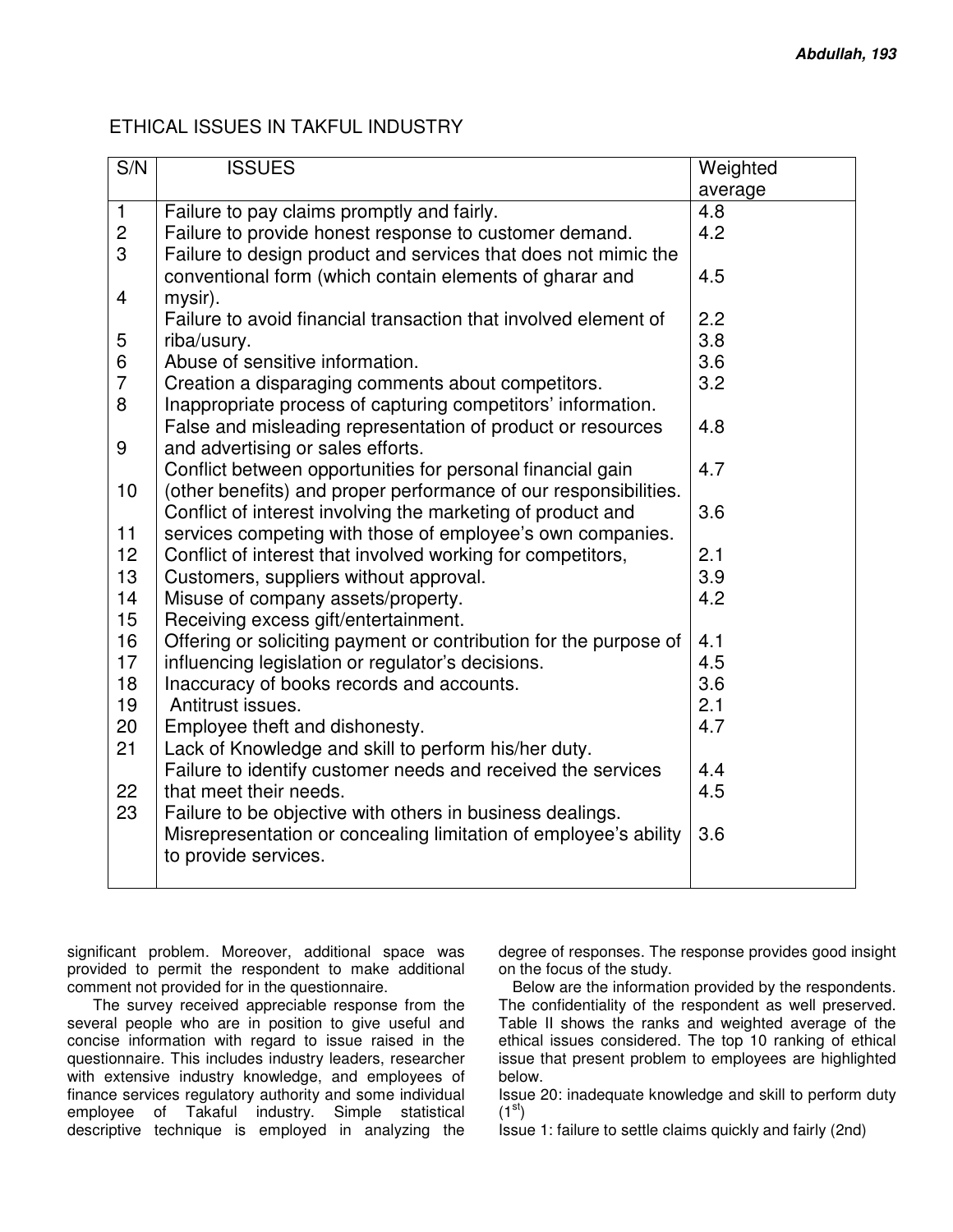ETHICAL ISSUES IN TAKFUL INDUSTRY

| S/N | ISSUES | Weighted average |
|---|---|---|
| 1 | Failure to pay claims promptly and fairly. | 4.8 |
| 2 | Failure to provide honest response to customer demand. | 4.2 |
| 3 | Failure to design product and services that does not mimic the | |
| | conventional form (which contain elements of gharar and | 4.5 |
| 4 | mysir). | |
| | Failure to avoid financial transaction that involved element of | 2.2 |
| 5 | riba/usury. | 3.8 |
| 6 | Abuse of sensitive information. | 3.6 |
| 7 | Creation a disparaging comments about competitors. | 3.2 |
| 8 | Inappropriate process of capturing competitors' information. | |
| | False and misleading representation of product or resources | 4.8 |
| 9 | and advertising or sales efforts. | |
| | Conflict between opportunities for personal financial gain | 4.7 |
| 10 | (other benefits) and proper performance of our responsibilities. | |
| | Conflict of interest involving the marketing of product and | 3.6 |
| 11 | services competing with those of employee's own companies. | |
| 12 | Conflict of interest that involved working for competitors, | 2.1 |
| 13 | Customers, suppliers without approval. | 3.9 |
| 14 | Misuse of company assets/property. | 4.2 |
| 15 | Receiving excess gift/entertainment. | |
| 16 | Offering or soliciting payment or contribution for the purpose of | 4.1 |
| 17 | influencing legislation or regulator's decisions. | 4.5 |
| 18 | Inaccuracy of books records and accounts. | 3.6 |
| 19 | Antitrust issues. | 2.1 |
| 20 | Employee theft and dishonesty. | 4.7 |
| 21 | Lack of Knowledge and skill to perform his/her duty. | |
| | Failure to identify customer needs and received the services | 4.4 |
| 22 | that meet their needs. | 4.5 |
| 23 | Failure to be objective with others in business dealings. | |
| | Misrepresentation or concealing limitation of employee's ability | 3.6 |
| | to provide services. | |

significant problem. Moreover, additional space was provided to permit the respondent to make additional comment not provided for in the questionnaire.

The survey received appreciable response from the several people who are in position to give useful and concise information with regard to issue raised in the questionnaire. This includes industry leaders, researcher with extensive industry knowledge, and employees of finance services regulatory authority and some individual employee of Takaful industry. Simple statistical descriptive technique is employed in analyzing the degree of responses. The response provides good insight on the focus of the study.

Below are the information provided by the respondents. The confidentiality of the respondent as well preserved. Table II shows the ranks and weighted average of the ethical issues considered. The top 10 ranking of ethical issue that present problem to employees are highlighted below.

Issue 20: inadequate knowledge and skill to perform duty (1st)

Issue 1: failure to settle claims quickly and fairly (2nd)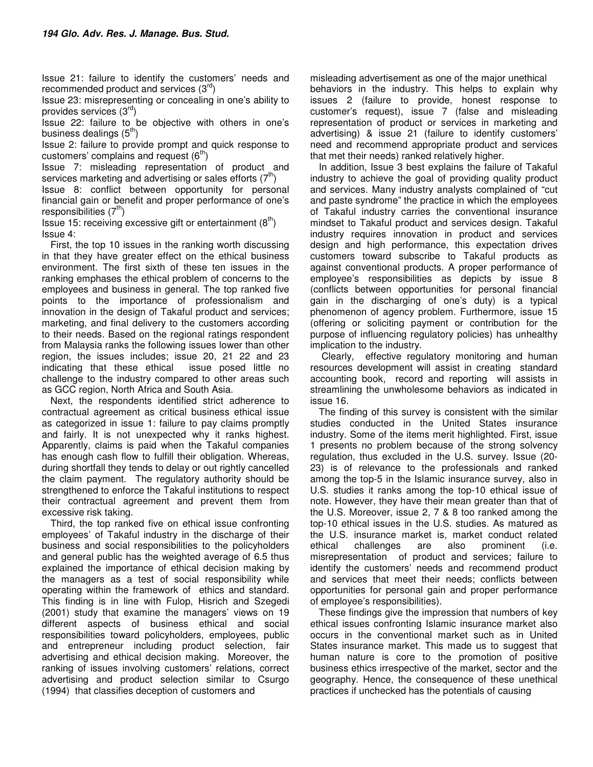Issue 21: failure to identify the customers' needs and recommended product and services (3rd)

Issue 23: misrepresenting or concealing in one's ability to provides services (3rd)

Issue 22: failure to be objective with others in one's business dealings (5th)

Issue 2: failure to provide prompt and quick response to customers' complains and request (6th)

Issue 7: misleading representation of product and services marketing and advertising or sales efforts (7th)

Issue 8: conflict between opportunity for personal financial gain or benefit and proper performance of one's responsibilities (7th)

Issue 15: receiving excessive gift or entertainment (8th)

Issue 4:

First, the top 10 issues in the ranking worth discussing in that they have greater effect on the ethical business environment. The first sixth of these ten issues in the ranking emphases the ethical problem of concerns to the employees and business in general. The top ranked five points to the importance of professionalism and innovation in the design of Takaful product and services; marketing, and final delivery to the customers according to their needs. Based on the regional ratings respondent from Malaysia ranks the following issues lower than other region, the issues includes; issue 20, 21 22 and 23 indicating that these ethical issue posed little no challenge to the industry compared to other areas such as GCC region, North Africa and South Asia.

Next, the respondents identified strict adherence to contractual agreement as critical business ethical issue as categorized in issue 1: failure to pay claims promptly and fairly. It is not unexpected why it ranks highest. Apparently, claims is paid when the Takaful companies has enough cash flow to fulfill their obligation. Whereas, during shortfall they tends to delay or out rightly cancelled the claim payment. The regulatory authority should be strengthened to enforce the Takaful institutions to respect their contractual agreement and prevent them from excessive risk taking.

Third, the top ranked five on ethical issue confronting employees' of Takaful industry in the discharge of their business and social responsibilities to the policyholders and general public has the weighted average of 6.5 thus explained the importance of ethical decision making by the managers as a test of social responsibility while operating within the framework of ethics and standard. This finding is in line with Fulop, Hisrich and Szegedi (2001) study that examine the managers' views on 19 different aspects of business ethical and social responsibilities toward policyholders, employees, public and entrepreneur including product selection, fair advertising and ethical decision making. Moreover, the ranking of issues involving customers' relations, correct advertising and product selection similar to Csurgo (1994) that classifies deception of customers and misleading advertisement as one of the major unethical behaviors in the industry. This helps to explain why issues 2 (failure to provide, honest response to customer's request), issue 7 (false and misleading representation of product or services in marketing and advertising) & issue 21 (failure to identify customers' need and recommend appropriate product and services that met their needs) ranked relatively higher.

In addition, Issue 3 best explains the failure of Takaful industry to achieve the goal of providing quality product and services. Many industry analysts complained of "cut and paste syndrome" the practice in which the employees of Takaful industry carries the conventional insurance mindset to Takaful product and services design. Takaful industry requires innovation in product and services design and high performance, this expectation drives customers toward subscribe to Takaful products as against conventional products. A proper performance of employee's responsibilities as depicts by issue 8 (conflicts between opportunities for personal financial gain in the discharging of one's duty) is a typical phenomenon of agency problem. Furthermore, issue 15 (offering or soliciting payment or contribution for the purpose of influencing regulatory policies) has unhealthy implication to the industry.

Clearly, effective regulatory monitoring and human resources development will assist in creating standard accounting book, record and reporting will assists in streamlining the unwholesome behaviors as indicated in issue 16.

The finding of this survey is consistent with the similar studies conducted in the United States insurance industry. Some of the items merit highlighted. First, issue 1 presents no problem because of the strong solvency regulation, thus excluded in the U.S. survey. Issue (20-23) is of relevance to the professionals and ranked among the top-5 in the Islamic insurance survey, also in U.S. studies it ranks among the top-10 ethical issue of note. However, they have their mean greater than that of the U.S. Moreover, issue 2, 7 & 8 too ranked among the top-10 ethical issues in the U.S. studies. As matured as the U.S. insurance market is, market conduct related ethical challenges are also prominent (i.e. misrepresentation of product and services; failure to identify the customers' needs and recommend product and services that meet their needs; conflicts between opportunities for personal gain and proper performance of employee's responsibilities).

These findings give the impression that numbers of key ethical issues confronting Islamic insurance market also occurs in the conventional market such as in United States insurance market. This made us to suggest that human nature is core to the promotion of positive business ethics irrespective of the market, sector and the geography. Hence, the consequence of these unethical practices if unchecked has the potentials of causing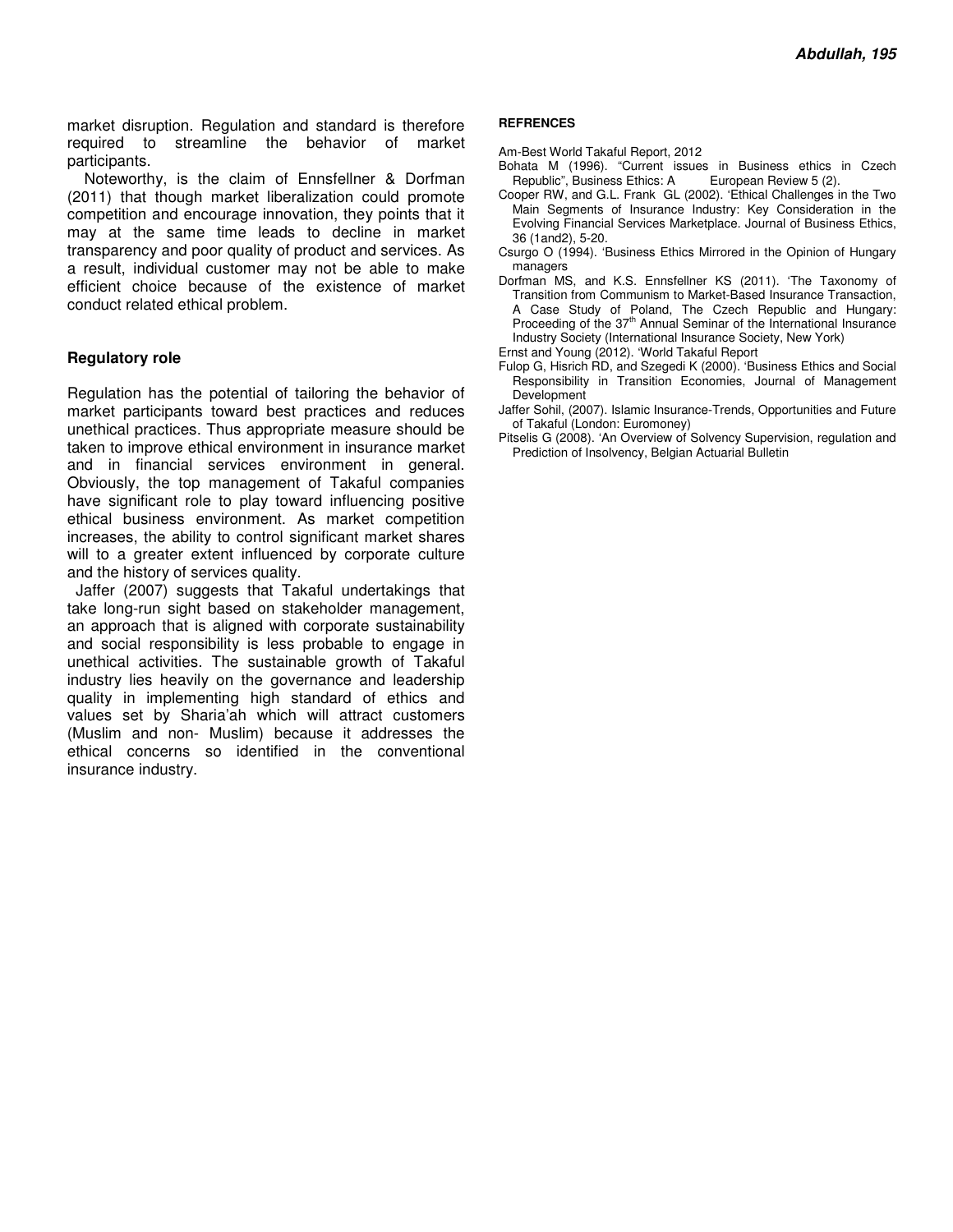market disruption. Regulation and standard is therefore required to streamline the behavior of market participants.

Noteworthy, is the claim of Ennsfellner & Dorfman (2011) that though market liberalization could promote competition and encourage innovation, they points that it may at the same time leads to decline in market transparency and poor quality of product and services. As a result, individual customer may not be able to make efficient choice because of the existence of market conduct related ethical problem.

## Regulatory role

Regulation has the potential of tailoring the behavior of market participants toward best practices and reduces unethical practices. Thus appropriate measure should be taken to improve ethical environment in insurance market and in financial services environment in general. Obviously, the top management of Takaful companies have significant role to play toward influencing positive ethical business environment. As market competition increases, the ability to control significant market shares will to a greater extent influenced by corporate culture and the history of services quality.

Jaffer (2007) suggests that Takaful undertakings that take long-run sight based on stakeholder management, an approach that is aligned with corporate sustainability and social responsibility is less probable to engage in unethical activities. The sustainable growth of Takaful industry lies heavily on the governance and leadership quality in implementing high standard of ethics and values set by Sharia'ah which will attract customers (Muslim and non- Muslim) because it addresses the ethical concerns so identified in the conventional insurance industry.

## REFRENCES

Am-Best World Takaful Report, 2012

Bohata M (1996). "Current issues in Business ethics in Czech Republic", Business Ethics: A European Review 5 (2).

Cooper RW, and G.L. Frank GL (2002). 'Ethical Challenges in the Two Main Segments of Insurance Industry: Key Consideration in the Evolving Financial Services Marketplace. Journal of Business Ethics, 36 (1and2), 5-20.

Csurgo O (1994). 'Business Ethics Mirrored in the Opinion of Hungary managers

Dorfman MS, and K.S. Ennsfellner KS (2011). 'The Taxonomy of Transition from Communism to Market-Based Insurance Transaction, A Case Study of Poland, The Czech Republic and Hungary: Proceeding of the 37th Annual Seminar of the International Insurance Industry Society (International Insurance Society, New York)

Ernst and Young (2012). 'World Takaful Report

Fulop G, Hisrich RD, and Szegedi K (2000). 'Business Ethics and Social Responsibility in Transition Economies, Journal of Management Development

Jaffer Sohil, (2007). Islamic Insurance-Trends, Opportunities and Future of Takaful (London: Euromoney)

Pitselis G (2008). 'An Overview of Solvency Supervision, regulation and Prediction of Insolvency, Belgian Actuarial Bulletin